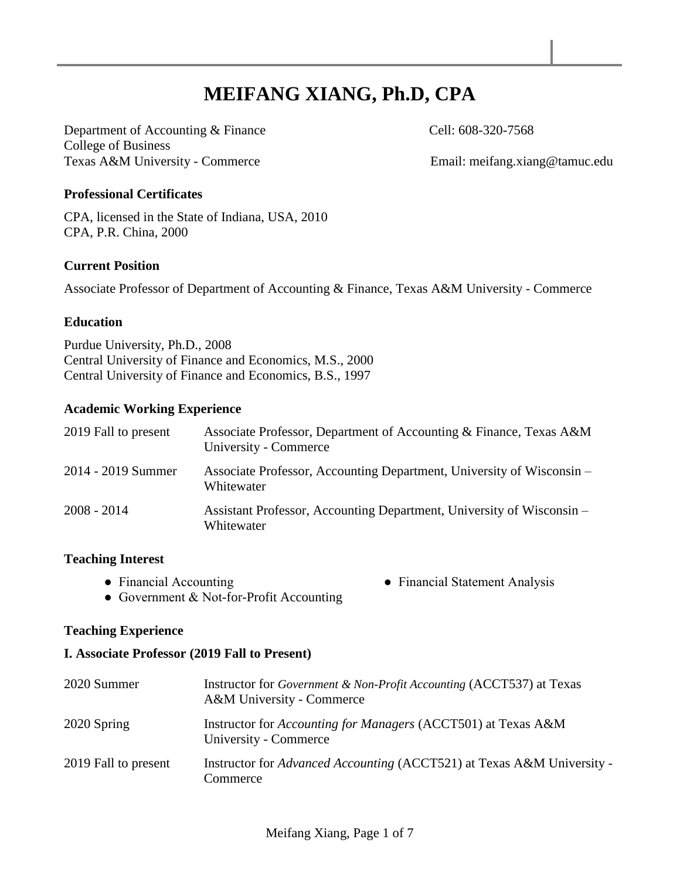# MEIFANG XIANG, Ph.D, CPA

Department of Accounting & Finance
College of Business
Texas A&M University - Commerce

Cell: 608-320-7568
Email: meifang.xiang@tamuc.edu

### Professional Certificates

CPA, licensed in the State of Indiana, USA, 2010
CPA, P.R. China, 2000

### Current Position

Associate Professor of Department of Accounting & Finance, Texas A&M University - Commerce

### Education

Purdue University, Ph.D., 2008
Central University of Finance and Economics, M.S., 2000
Central University of Finance and Economics, B.S., 1997

### Academic Working Experience

| | |
|---|---|
| 2019 Fall to present | Associate Professor, Department of Accounting & Finance, Texas A&M University - Commerce |
| 2014 - 2019 Summer | Associate Professor, Accounting Department, University of Wisconsin – Whitewater |
| 2008 - 2014 | Assistant Professor, Accounting Department, University of Wisconsin – Whitewater |

### Teaching Interest

- Financial Accounting
- Financial Statement Analysis
- Government & Not-for-Profit Accounting

### Teaching Experience

**I. Associate Professor (2019 Fall to Present)**

| | |
|---|---|
| 2020 Summer | Instructor for *Government & Non-Profit Accounting* (ACCT537) at Texas A&M University - Commerce |
| 2020 Spring | Instructor for *Accounting for Managers* (ACCT501) at Texas A&M University - Commerce |
| 2019 Fall to present | Instructor for *Advanced Accounting* (ACCT521) at Texas A&M University - Commerce |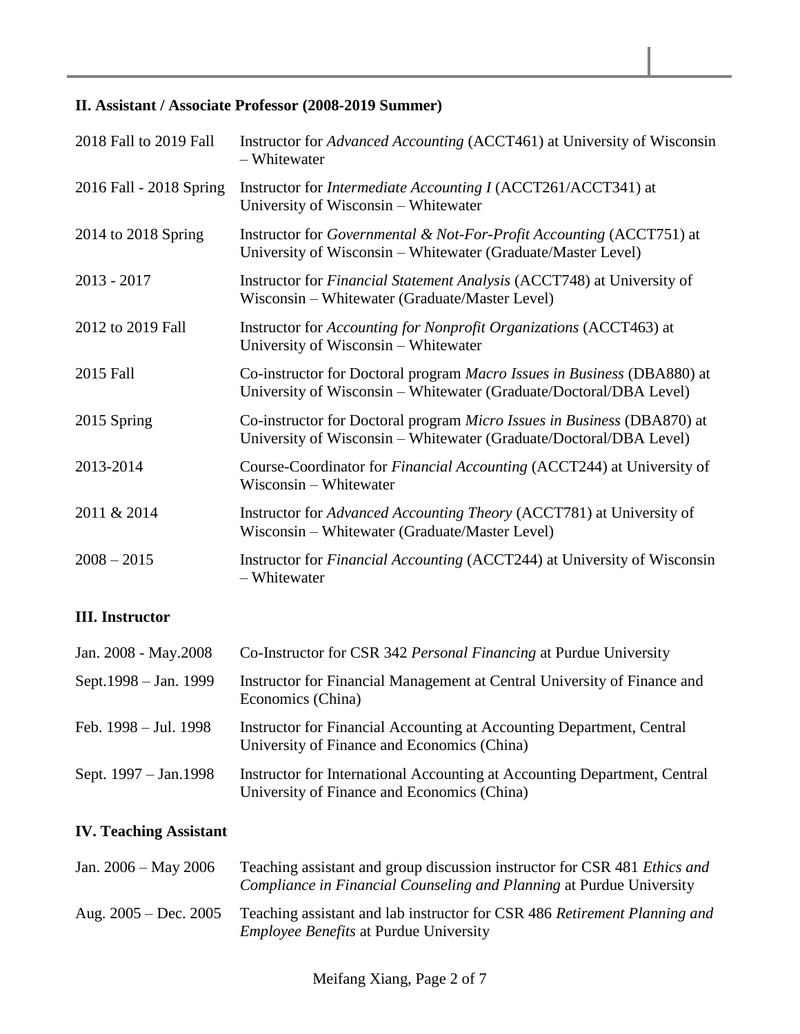### II. Assistant / Associate Professor (2008-2019 Summer)

| | |
|---|---|
| 2018 Fall to 2019 Fall | Instructor for *Advanced Accounting* (ACCT461) at University of Wisconsin – Whitewater |
| 2016 Fall - 2018 Spring | Instructor for *Intermediate Accounting I* (ACCT261/ACCT341) at University of Wisconsin – Whitewater |
| 2014 to 2018 Spring | Instructor for *Governmental & Not-For-Profit Accounting* (ACCT751) at University of Wisconsin – Whitewater (Graduate/Master Level) |
| 2013 - 2017 | Instructor for *Financial Statement Analysis* (ACCT748) at University of Wisconsin – Whitewater (Graduate/Master Level) |
| 2012 to 2019 Fall | Instructor for *Accounting for Nonprofit Organizations* (ACCT463) at University of Wisconsin – Whitewater |
| 2015 Fall | Co-instructor for Doctoral program *Macro Issues in Business* (DBA880) at University of Wisconsin – Whitewater (Graduate/Doctoral/DBA Level) |
| 2015 Spring | Co-instructor for Doctoral program *Micro Issues in Business* (DBA870) at University of Wisconsin – Whitewater (Graduate/Doctoral/DBA Level) |
| 2013-2014 | Course-Coordinator for *Financial Accounting* (ACCT244) at University of Wisconsin – Whitewater |
| 2011 & 2014 | Instructor for *Advanced Accounting Theory* (ACCT781) at University of Wisconsin – Whitewater (Graduate/Master Level) |
| 2008 – 2015 | Instructor for *Financial Accounting* (ACCT244) at University of Wisconsin – Whitewater |

### III. Instructor

| | |
|---|---|
| Jan. 2008 - May.2008 | Co-Instructor for CSR 342 *Personal Financing* at Purdue University |
| Sept.1998 – Jan. 1999 | Instructor for Financial Management at Central University of Finance and Economics (China) |
| Feb. 1998 – Jul. 1998 | Instructor for Financial Accounting at Accounting Department, Central University of Finance and Economics (China) |
| Sept. 1997 – Jan.1998 | Instructor for International Accounting at Accounting Department, Central University of Finance and Economics (China) |

### IV. Teaching Assistant

| | |
|---|---|
| Jan. 2006 – May 2006 | Teaching assistant and group discussion instructor for CSR 481 *Ethics and Compliance in Financial Counseling and Planning* at Purdue University |
| Aug. 2005 – Dec. 2005 | Teaching assistant and lab instructor for CSR 486 *Retirement Planning and Employee Benefits* at Purdue University |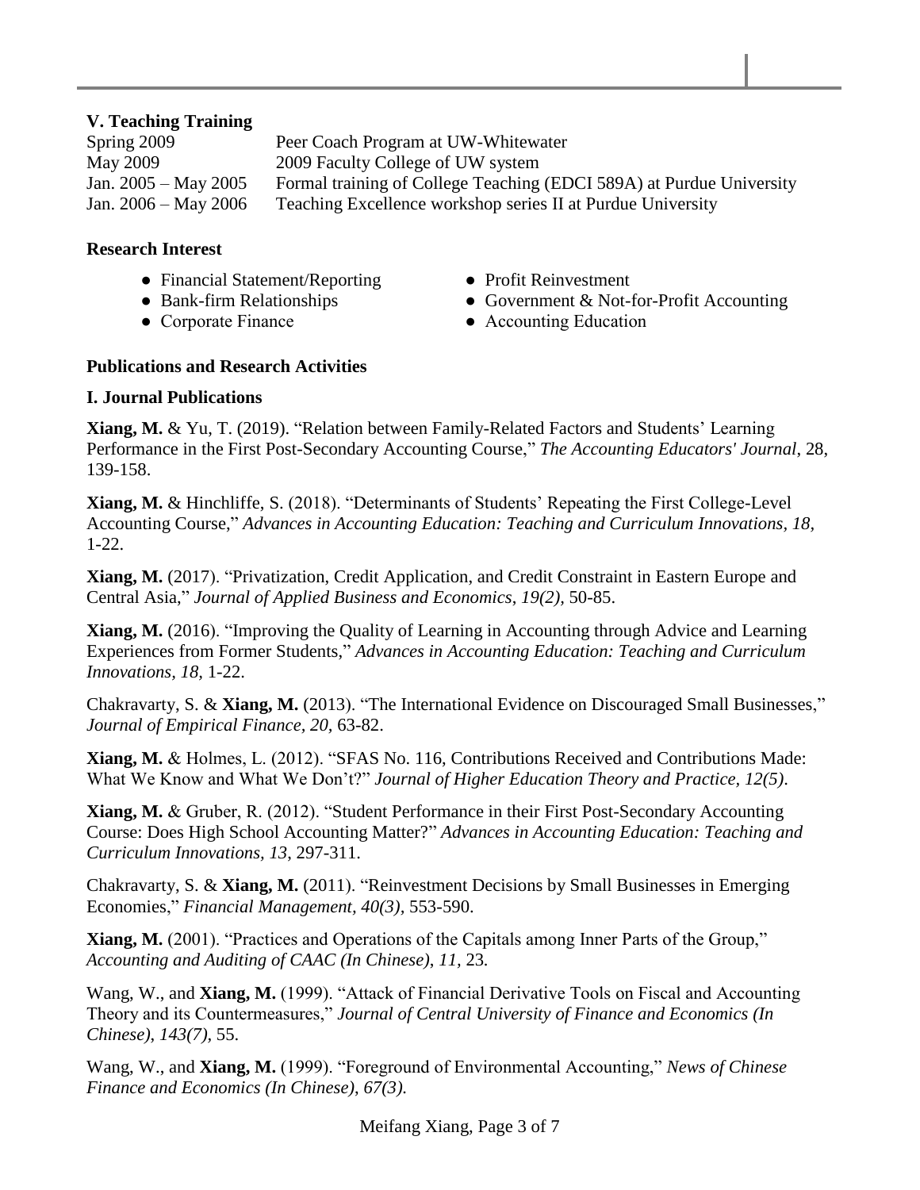### V. Teaching Training

| | |
|---|---|
| Spring 2009 | Peer Coach Program at UW-Whitewater |
| May 2009 | 2009 Faculty College of UW system |
| Jan. 2005 – May 2005 | Formal training of College Teaching (EDCI 589A) at Purdue University |
| Jan. 2006 – May 2006 | Teaching Excellence workshop series II at Purdue University |

### Research Interest

- Financial Statement/Reporting
- Bank-firm Relationships
- Corporate Finance
- Profit Reinvestment
- Government & Not-for-Profit Accounting
- Accounting Education

## Publications and Research Activities

### I. Journal Publications

**Xiang, M.** & Yu, T. (2019). "Relation between Family-Related Factors and Students' Learning Performance in the First Post-Secondary Accounting Course," *The Accounting Educators' Journal*, 28, 139-158.

**Xiang, M.** & Hinchliffe, S. (2018). "Determinants of Students' Repeating the First College-Level Accounting Course," *Advances in Accounting Education: Teaching and Curriculum Innovations, 18,* 1-22.

**Xiang, M.** (2017). "Privatization, Credit Application, and Credit Constraint in Eastern Europe and Central Asia," *Journal of Applied Business and Economics*, *19(2),* 50-85.

**Xiang, M.** (2016). "Improving the Quality of Learning in Accounting through Advice and Learning Experiences from Former Students," *Advances in Accounting Education: Teaching and Curriculum Innovations, 18,* 1-22.

Chakravarty, S. & **Xiang, M.** (2013). "The International Evidence on Discouraged Small Businesses," *Journal of Empirical Finance, 20,* 63-82.

**Xiang, M.** & Holmes, L. (2012). "SFAS No. 116, Contributions Received and Contributions Made: What We Know and What We Don't?" *Journal of Higher Education Theory and Practice, 12(5)*.

**Xiang, M.** & Gruber, R. (2012). "Student Performance in their First Post-Secondary Accounting Course: Does High School Accounting Matter?" *Advances in Accounting Education: Teaching and Curriculum Innovations, 13,* 297-311.

Chakravarty, S. & **Xiang, M.** (2011). "Reinvestment Decisions by Small Businesses in Emerging Economies," *Financial Management, 40(3),* 553-590.

**Xiang, M.** (2001). "Practices and Operations of the Capitals among Inner Parts of the Group," *Accounting and Auditing of CAAC (In Chinese), 11,* 23.

Wang, W., and **Xiang, M.** (1999). "Attack of Financial Derivative Tools on Fiscal and Accounting Theory and its Countermeasures," *Journal of Central University of Finance and Economics (In Chinese), 143(7),* 55.

Wang, W., and **Xiang, M.** (1999). "Foreground of Environmental Accounting," *News of Chinese Finance and Economics (In Chinese), 67(3).*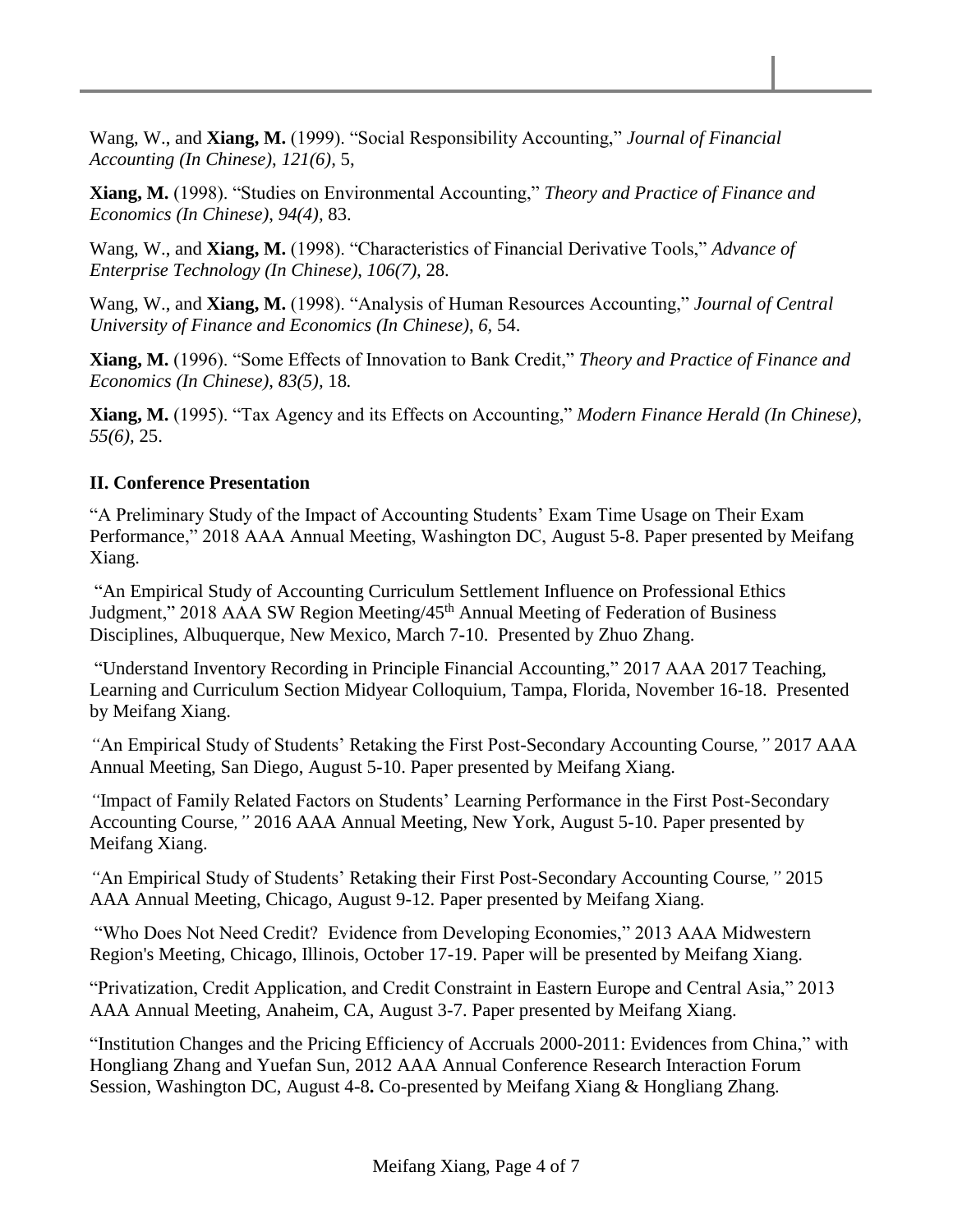Wang, W., and **Xiang, M.** (1999). "Social Responsibility Accounting," *Journal of Financial Accounting (In Chinese), 121(6),* 5,

**Xiang, M.** (1998). "Studies on Environmental Accounting," *Theory and Practice of Finance and Economics (In Chinese), 94(4),* 83.

Wang, W., and **Xiang, M.** (1998). "Characteristics of Financial Derivative Tools," *Advance of Enterprise Technology (In Chinese), 106(7),* 28.

Wang, W., and **Xiang, M.** (1998). "Analysis of Human Resources Accounting," *Journal of Central University of Finance and Economics (In Chinese), 6,* 54.

**Xiang, M.** (1996). "Some Effects of Innovation to Bank Credit," *Theory and Practice of Finance and Economics (In Chinese), 83(5),* 18*.*

**Xiang, M.** (1995). "Tax Agency and its Effects on Accounting," *Modern Finance Herald (In Chinese), 55(6),* 25.

**II. Conference Presentation**

"A Preliminary Study of the Impact of Accounting Students' Exam Time Usage on Their Exam Performance," 2018 AAA Annual Meeting, Washington DC, August 5-8. Paper presented by Meifang Xiang.

"An Empirical Study of Accounting Curriculum Settlement Influence on Professional Ethics Judgment," 2018 AAA SW Region Meeting/45th Annual Meeting of Federation of Business Disciplines, Albuquerque, New Mexico, March 7-10. Presented by Zhuo Zhang.

"Understand Inventory Recording in Principle Financial Accounting," 2017 AAA 2017 Teaching, Learning and Curriculum Section Midyear Colloquium, Tampa, Florida, November 16-18. Presented by Meifang Xiang.

*"*An Empirical Study of Students' Retaking the First Post-Secondary Accounting Course*,"* 2017 AAA Annual Meeting, San Diego, August 5-10. Paper presented by Meifang Xiang.

*"*Impact of Family Related Factors on Students' Learning Performance in the First Post-Secondary Accounting Course*,"* 2016 AAA Annual Meeting, New York, August 5-10. Paper presented by Meifang Xiang.

*"*An Empirical Study of Students' Retaking their First Post-Secondary Accounting Course*,"* 2015 AAA Annual Meeting, Chicago, August 9-12. Paper presented by Meifang Xiang.

"Who Does Not Need Credit? Evidence from Developing Economies," 2013 AAA Midwestern Region's Meeting, Chicago, Illinois, October 17-19. Paper will be presented by Meifang Xiang.

"Privatization, Credit Application, and Credit Constraint in Eastern Europe and Central Asia," 2013 AAA Annual Meeting, Anaheim, CA, August 3-7. Paper presented by Meifang Xiang.

"Institution Changes and the Pricing Efficiency of Accruals 2000-2011: Evidences from China," with Hongliang Zhang and Yuefan Sun, 2012 AAA Annual Conference Research Interaction Forum Session, Washington DC, August 4-8**.** Co-presented by Meifang Xiang & Hongliang Zhang.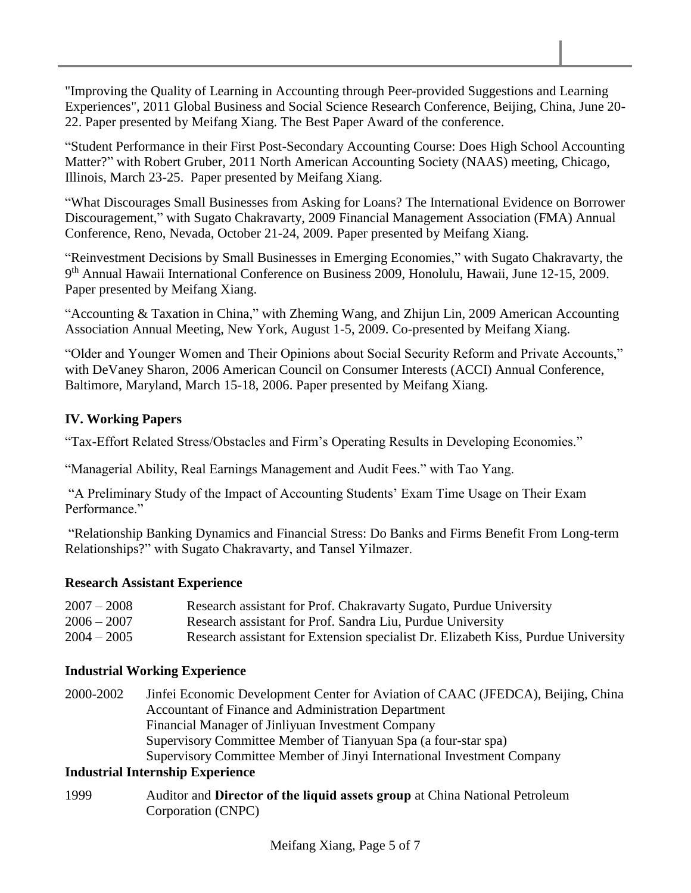"Improving the Quality of Learning in Accounting through Peer-provided Suggestions and Learning Experiences", 2011 Global Business and Social Science Research Conference, Beijing, China, June 20-22. Paper presented by Meifang Xiang. The Best Paper Award of the conference.

"Student Performance in their First Post-Secondary Accounting Course: Does High School Accounting Matter?" with Robert Gruber, 2011 North American Accounting Society (NAAS) meeting, Chicago, Illinois, March 23-25. Paper presented by Meifang Xiang.

"What Discourages Small Businesses from Asking for Loans? The International Evidence on Borrower Discouragement," with Sugato Chakravarty, 2009 Financial Management Association (FMA) Annual Conference, Reno, Nevada, October 21-24, 2009. Paper presented by Meifang Xiang.

"Reinvestment Decisions by Small Businesses in Emerging Economies," with Sugato Chakravarty, the 9th Annual Hawaii International Conference on Business 2009, Honolulu, Hawaii, June 12-15, 2009. Paper presented by Meifang Xiang.

"Accounting & Taxation in China," with Zheming Wang, and Zhijun Lin, 2009 American Accounting Association Annual Meeting, New York, August 1-5, 2009. Co-presented by Meifang Xiang.

"Older and Younger Women and Their Opinions about Social Security Reform and Private Accounts," with DeVaney Sharon, 2006 American Council on Consumer Interests (ACCI) Annual Conference, Baltimore, Maryland, March 15-18, 2006. Paper presented by Meifang Xiang.

**IV. Working Papers**

"Tax-Effort Related Stress/Obstacles and Firm's Operating Results in Developing Economies."

"Managerial Ability, Real Earnings Management and Audit Fees." with Tao Yang.

"A Preliminary Study of the Impact of Accounting Students' Exam Time Usage on Their Exam Performance."

"Relationship Banking Dynamics and Financial Stress: Do Banks and Firms Benefit From Long-term Relationships?" with Sugato Chakravarty, and Tansel Yilmazer.

**Research Assistant Experience**

| | |
|---|---|
| 2007 – 2008 | Research assistant for Prof. Chakravarty Sugato, Purdue University |
| 2006 – 2007 | Research assistant for Prof. Sandra Liu, Purdue University |
| 2004 – 2005 | Research assistant for Extension specialist Dr. Elizabeth Kiss, Purdue University |

**Industrial Working Experience**

2000-2002 Jinfei Economic Development Center for Aviation of CAAC (JFEDCA), Beijing, China
Accountant of Finance and Administration Department
Financial Manager of Jinliyuan Investment Company
Supervisory Committee Member of Tianyuan Spa (a four-star spa)
Supervisory Committee Member of Jinyi International Investment Company

**Industrial Internship Experience**

1999 Auditor and **Director of the liquid assets group** at China National Petroleum Corporation (CNPC)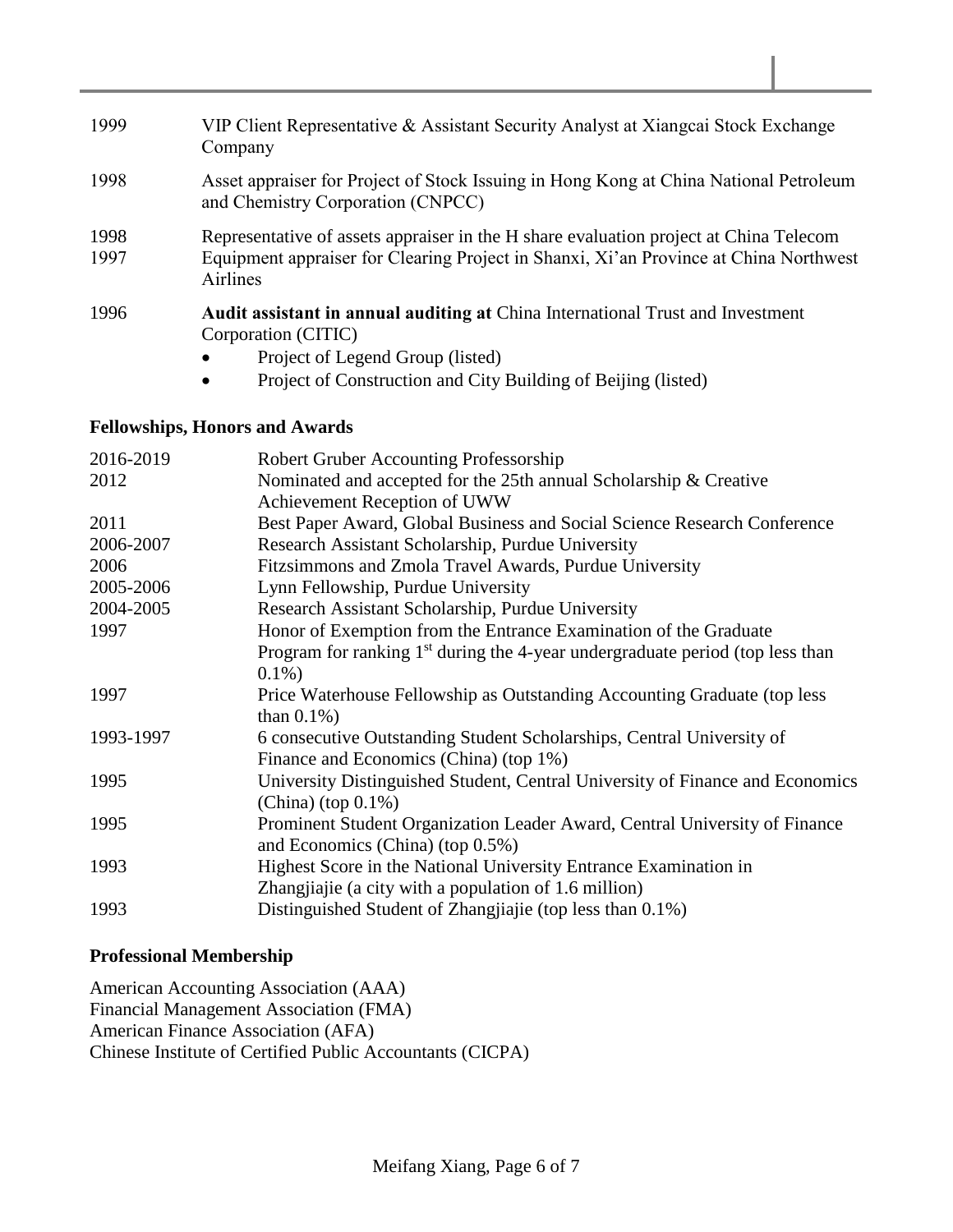| | |
|---|---|
| 1999 | VIP Client Representative & Assistant Security Analyst at Xiangcai Stock Exchange Company |
| 1998 | Asset appraiser for Project of Stock Issuing in Hong Kong at China National Petroleum and Chemistry Corporation (CNPCC) |
| 1998 | Representative of assets appraiser in the H share evaluation project at China Telecom |
| 1997 | Equipment appraiser for Clearing Project in Shanxi, Xi'an Province at China Northwest Airlines |
| 1996 | **Audit assistant in annual auditing at** China International Trust and Investment Corporation (CITIC)<br>• Project of Legend Group (listed)<br>• Project of Construction and City Building of Beijing (listed) |

### Fellowships, Honors and Awards

| | |
|---|---|
| 2016-2019 | Robert Gruber Accounting Professorship |
| 2012 | Nominated and accepted for the 25th annual Scholarship & Creative Achievement Reception of UWW |
| 2011 | Best Paper Award, Global Business and Social Science Research Conference |
| 2006-2007 | Research Assistant Scholarship, Purdue University |
| 2006 | Fitzsimmons and Zmola Travel Awards, Purdue University |
| 2005-2006 | Lynn Fellowship, Purdue University |
| 2004-2005 | Research Assistant Scholarship, Purdue University |
| 1997 | Honor of Exemption from the Entrance Examination of the Graduate Program for ranking 1st during the 4-year undergraduate period (top less than 0.1%) |
| 1997 | Price Waterhouse Fellowship as Outstanding Accounting Graduate (top less than 0.1%) |
| 1993-1997 | 6 consecutive Outstanding Student Scholarships, Central University of Finance and Economics (China) (top 1%) |
| 1995 | University Distinguished Student, Central University of Finance and Economics (China) (top 0.1%) |
| 1995 | Prominent Student Organization Leader Award, Central University of Finance and Economics (China) (top 0.5%) |
| 1993 | Highest Score in the National University Entrance Examination in Zhangjiajie (a city with a population of 1.6 million) |
| 1993 | Distinguished Student of Zhangjiajie (top less than 0.1%) |

### Professional Membership

American Accounting Association (AAA)
Financial Management Association (FMA)
American Finance Association (AFA)
Chinese Institute of Certified Public Accountants (CICPA)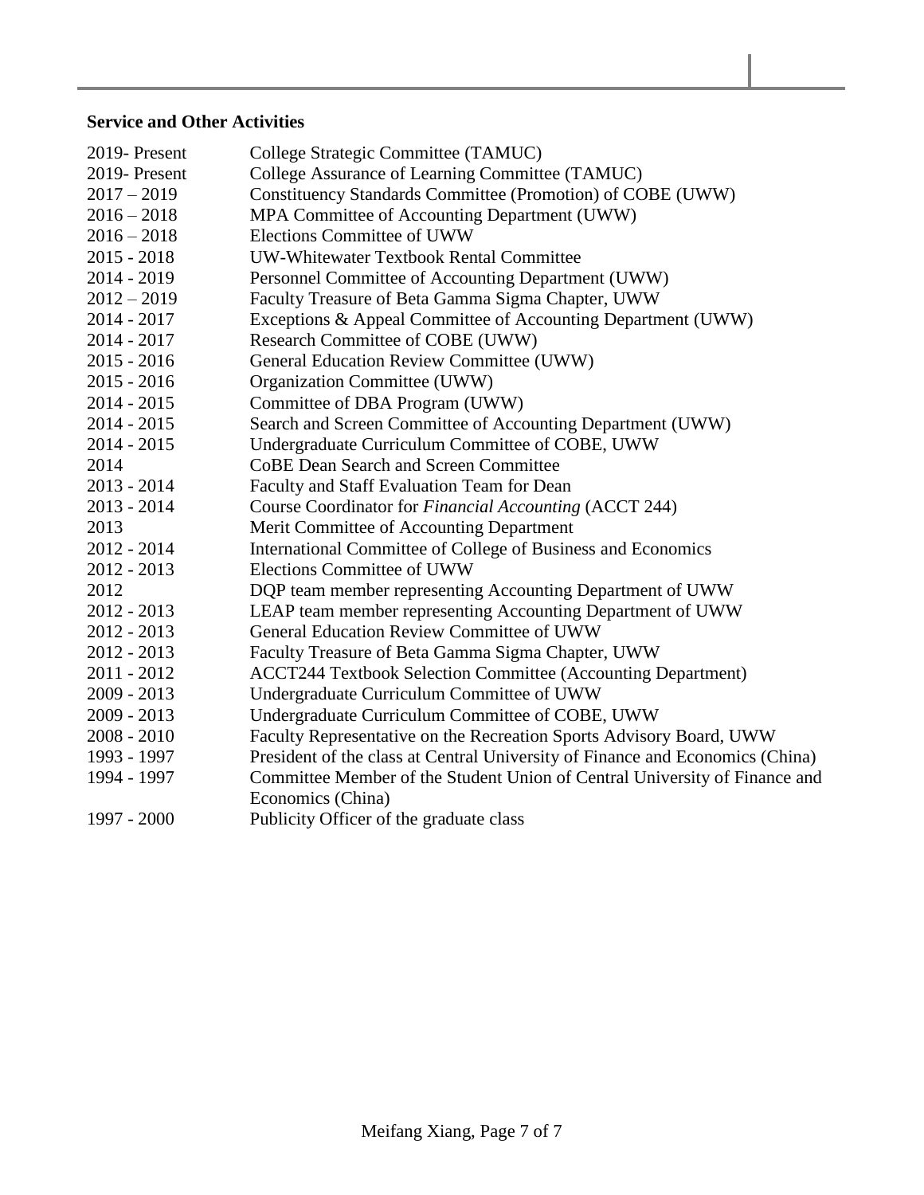**Service and Other Activities**

| | |
|---|---|
| 2019- Present | College Strategic Committee (TAMUC) |
| 2019- Present | College Assurance of Learning Committee (TAMUC) |
| 2017 – 2019 | Constituency Standards Committee (Promotion) of COBE (UWW) |
| 2016 – 2018 | MPA Committee of Accounting Department (UWW) |
| 2016 – 2018 | Elections Committee of UWW |
| 2015 - 2018 | UW-Whitewater Textbook Rental Committee |
| 2014 - 2019 | Personnel Committee of Accounting Department (UWW) |
| 2012 – 2019 | Faculty Treasure of Beta Gamma Sigma Chapter, UWW |
| 2014 - 2017 | Exceptions & Appeal Committee of Accounting Department (UWW) |
| 2014 - 2017 | Research Committee of COBE (UWW) |
| 2015 - 2016 | General Education Review Committee (UWW) |
| 2015 - 2016 | Organization Committee (UWW) |
| 2014 - 2015 | Committee of DBA Program (UWW) |
| 2014 - 2015 | Search and Screen Committee of Accounting Department (UWW) |
| 2014 - 2015 | Undergraduate Curriculum Committee of COBE, UWW |
| 2014 | CoBE Dean Search and Screen Committee |
| 2013 - 2014 | Faculty and Staff Evaluation Team for Dean |
| 2013 - 2014 | Course Coordinator for *Financial Accounting* (ACCT 244) |
| 2013 | Merit Committee of Accounting Department |
| 2012 - 2014 | International Committee of College of Business and Economics |
| 2012 - 2013 | Elections Committee of UWW |
| 2012 | DQP team member representing Accounting Department of UWW |
| 2012 - 2013 | LEAP team member representing Accounting Department of UWW |
| 2012 - 2013 | General Education Review Committee of UWW |
| 2012 - 2013 | Faculty Treasure of Beta Gamma Sigma Chapter, UWW |
| 2011 - 2012 | ACCT244 Textbook Selection Committee (Accounting Department) |
| 2009 - 2013 | Undergraduate Curriculum Committee of UWW |
| 2009 - 2013 | Undergraduate Curriculum Committee of COBE, UWW |
| 2008 - 2010 | Faculty Representative on the Recreation Sports Advisory Board, UWW |
| 1993 - 1997 | President of the class at Central University of Finance and Economics (China) |
| 1994 - 1997 | Committee Member of the Student Union of Central University of Finance and Economics (China) |
| 1997 - 2000 | Publicity Officer of the graduate class |